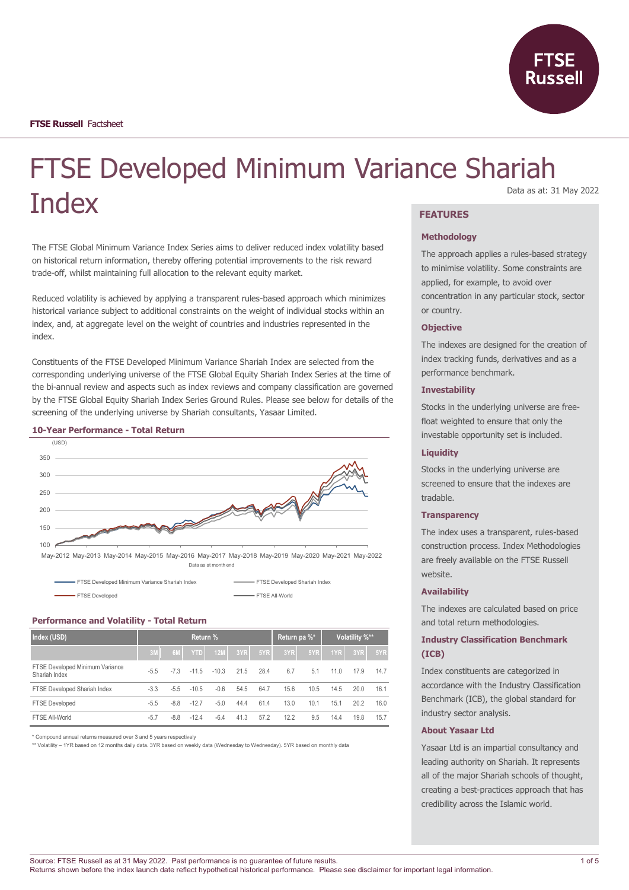**FTSE Russell** Factsheet

# FTSE Developed Minimum Variance Shariah Index

Data as at: 31 May 2022

The FTSE Global Minimum Variance Index Series aims to deliver reduced index volatility based on historical return information, thereby offering potential improvements to the risk reward trade-off, whilst maintaining full allocation to the relevant equity market.

Reduced volatility is achieved by applying a transparent rules-based approach which minimizes historical variance subject to additional constraints on the weight of individual stocks within an index, and, at aggregate level on the weight of countries and industries represented in the index.

Constituents of the FTSE Developed Minimum Variance Shariah Index are selected from the corresponding underlying universe of the FTSE Global Equity Shariah Index Series at the time of the bi-annual review and aspects such as index reviews and company classification are governed by the FTSE Global Equity Shariah Index Series Ground Rules. Please see below for details of the screening of the underlying universe by Shariah consultants, Yasaar Limited.

### 10-Year Performance - Total Return

(USD)

Data as at month end

FTSE Developed Minimum Variance Shariah Index · FTSE Developed Shariah Index · FTSE Developed · FTSE All-World

### Performance and Volatility - Total Return

| Index (USD) | Return % | | | | | | Return pa %* | | Volatility %** | | |
|---|---|---|---|---|---|---|---|---|---|---|---|
| | 3M | 6M | YTD | 12M | 3YR | 5YR | 3YR | 5YR | 1YR | 3YR | 5YR |
| FTSE Developed Minimum Variance Shariah Index | -5.5 | -7.3 | -11.5 | -10.3 | 21.5 | 28.4 | 6.7 | 5.1 | 11.0 | 17.9 | 14.7 |
| FTSE Developed Shariah Index | -3.3 | -5.5 | -10.5 | -0.6 | 54.5 | 64.7 | 15.6 | 10.5 | 14.5 | 20.0 | 16.1 |
| FTSE Developed | -5.5 | -8.8 | -12.7 | -5.0 | 44.4 | 61.4 | 13.0 | 10.1 | 15.1 | 20.2 | 16.0 |
| FTSE All-World | -5.7 | -8.8 | -12.4 | -6.4 | 41.3 | 57.2 | 12.2 | 9.5 | 14.4 | 19.8 | 15.7 |

\* Compound annual returns measured over 3 and 5 years respectively

\** Volatility – 1YR based on 12 months daily data. 3YR based on weekly data (Wednesday to Wednesday). 5YR based on monthly data

## FEATURES

### Methodology

The approach applies a rules-based strategy to minimise volatility. Some constraints are applied, for example, to avoid over concentration in any particular stock, sector or country.

### Objective

The indexes are designed for the creation of index tracking funds, derivatives and as a performance benchmark.

### Investability

Stocks in the underlying universe are free-float weighted to ensure that only the investable opportunity set is included.

### Liquidity

Stocks in the underlying universe are screened to ensure that the indexes are tradable.

### Transparency

The index uses a transparent, rules-based construction process. Index Methodologies are freely available on the FTSE Russell website.

### Availability

The indexes are calculated based on price and total return methodologies.

### Industry Classification Benchmark (ICB)

Index constituents are categorized in accordance with the Industry Classification Benchmark (ICB), the global standard for industry sector analysis.

### About Yasaar Ltd

Yasaar Ltd is an impartial consultancy and leading authority on Shariah. It represents all of the major Shariah schools of thought, creating a best-practices approach that has credibility across the Islamic world.

Source: FTSE Russell as at 31 May 2022. Past performance is no guarantee of future results.
Returns shown before the index launch date reflect hypothetical historical performance. Please see disclaimer for important legal information.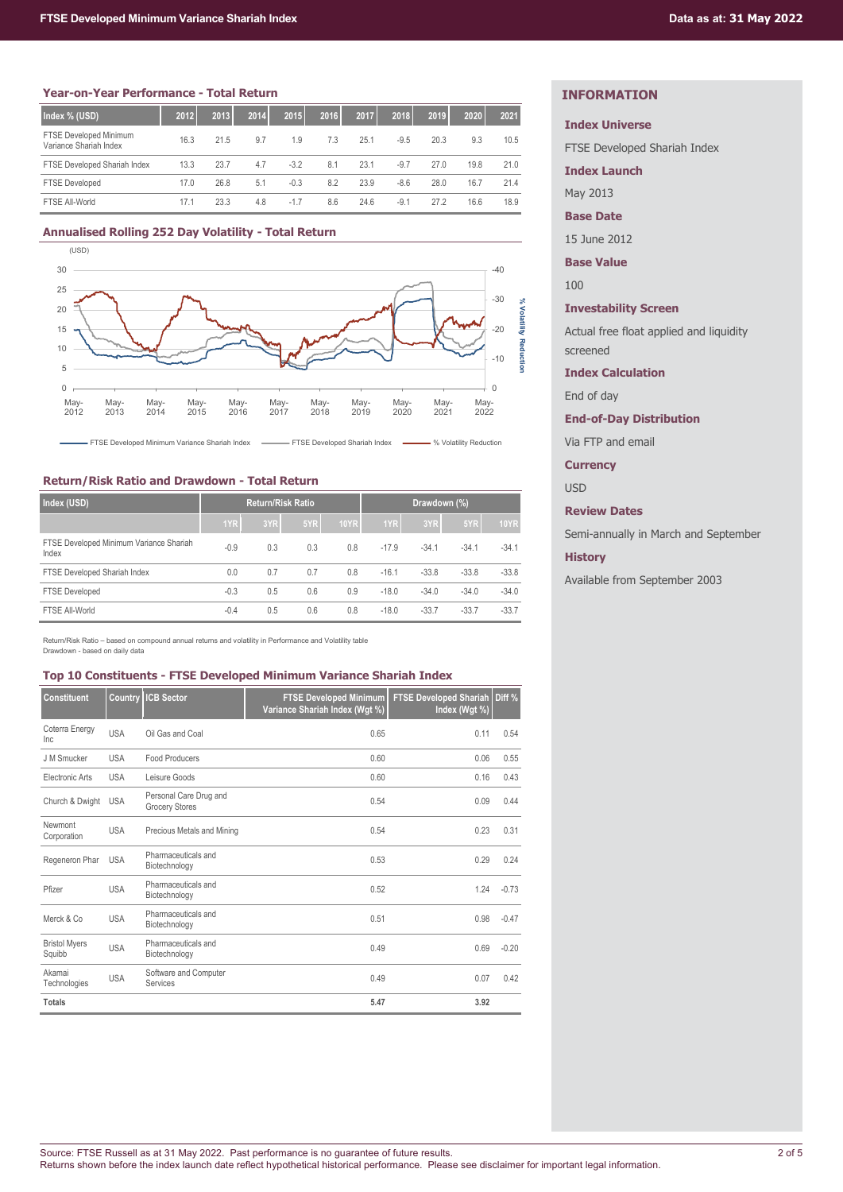### Year-on-Year Performance - Total Return

| Index % (USD) | 2012 | 2013 | 2014 | 2015 | 2016 | 2017 | 2018 | 2019 | 2020 | 2021 |
|---|---|---|---|---|---|---|---|---|---|---|
| FTSE Developed Minimum Variance Shariah Index | 16.3 | 21.5 | 9.7 | 1.9 | 7.3 | 25.1 | -9.5 | 20.3 | 9.3 | 10.5 |
| FTSE Developed Shariah Index | 13.3 | 23.7 | 4.7 | -3.2 | 8.1 | 23.1 | -9.7 | 27.0 | 19.8 | 21.0 |
| FTSE Developed | 17.0 | 26.8 | 5.1 | -0.3 | 8.2 | 23.9 | -8.6 | 28.0 | 16.7 | 21.4 |
| FTSE All-World | 17.1 | 23.3 | 4.8 | -1.7 | 8.6 | 24.6 | -9.1 | 27.2 | 16.6 | 18.9 |

### Annualised Rolling 252 Day Volatility - Total Return

(USD)

FTSE Developed Minimum Variance Shariah Index — FTSE Developed Shariah Index — % Volatility Reduction

### Return/Risk Ratio and Drawdown - Total Return

| Index (USD) | Return/Risk Ratio | | | | Drawdown (%) | | | |
|---|---|---|---|---|---|---|---|---|
| | 1YR | 3YR | 5YR | 10YR | 1YR | 3YR | 5YR | 10YR |
| FTSE Developed Minimum Variance Shariah Index | -0.9 | 0.3 | 0.3 | 0.8 | -17.9 | -34.1 | -34.1 | -34.1 |
| FTSE Developed Shariah Index | 0.0 | 0.7 | 0.7 | 0.8 | -16.1 | -33.8 | -33.8 | -33.8 |
| FTSE Developed | -0.3 | 0.5 | 0.6 | 0.9 | -18.0 | -34.0 | -34.0 | -34.0 |
| FTSE All-World | -0.4 | 0.5 | 0.6 | 0.8 | -18.0 | -33.7 | -33.7 | -33.7 |

Return/Risk Ratio – based on compound annual returns and volatility in Performance and Volatility table
Drawdown - based on daily data

### Top 10 Constituents - FTSE Developed Minimum Variance Shariah Index

| Constituent | Country | ICB Sector | FTSE Developed Minimum Variance Shariah Index (Wgt %) | FTSE Developed Shariah Index (Wgt %) | Diff % |
|---|---|---|---|---|---|
| Coterra Energy Inc | USA | Oil Gas and Coal | 0.65 | 0.11 | 0.54 |
| J M Smucker | USA | Food Producers | 0.60 | 0.06 | 0.55 |
| Electronic Arts | USA | Leisure Goods | 0.60 | 0.16 | 0.43 |
| Church & Dwight | USA | Personal Care Drug and Grocery Stores | 0.54 | 0.09 | 0.44 |
| Newmont Corporation | USA | Precious Metals and Mining | 0.54 | 0.23 | 0.31 |
| Regeneron Phar | USA | Pharmaceuticals and Biotechnology | 0.53 | 0.29 | 0.24 |
| Pfizer | USA | Pharmaceuticals and Biotechnology | 0.52 | 1.24 | -0.73 |
| Merck & Co | USA | Pharmaceuticals and Biotechnology | 0.51 | 0.98 | -0.47 |
| Bristol Myers Squibb | USA | Pharmaceuticals and Biotechnology | 0.49 | 0.69 | -0.20 |
| Akamai Technologies | USA | Software and Computer Services | 0.49 | 0.07 | 0.42 |
| **Totals** | | | **5.47** | **3.92** | |

## INFORMATION

**Index Universe**

FTSE Developed Shariah Index

**Index Launch**

May 2013

**Base Date**

15 June 2012

**Base Value**

100

**Investability Screen**

Actual free float applied and liquidity screened

**Index Calculation**

End of day

**End-of-Day Distribution**

Via FTP and email

**Currency**

USD

**Review Dates**

Semi-annually in March and September

**History**

Available from September 2003

Source: FTSE Russell as at 31 May 2022. Past performance is no guarantee of future results.
Returns shown before the index launch date reflect hypothetical historical performance. Please see disclaimer for important legal information.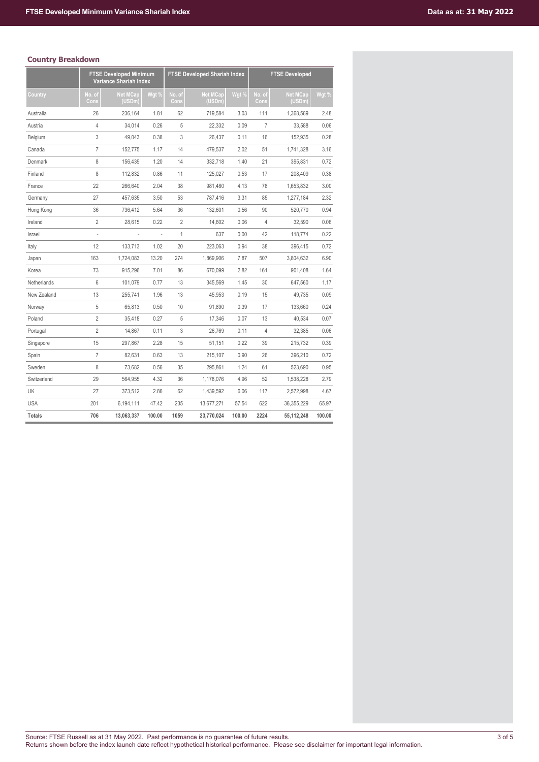## Country Breakdown

| | FTSE Developed Minimum Variance Shariah Index | | | FTSE Developed Shariah Index | | | FTSE Developed | | |
|---|---|---|---|---|---|---|---|---|---|
| Country | No. of Cons | Net MCap (USDm) | Wgt % | No. of Cons | Net MCap (USDm) | Wgt % | No. of Cons | Net MCap (USDm) | Wgt % |
| Australia | 26 | 236,164 | 1.81 | 62 | 719,584 | 3.03 | 111 | 1,368,589 | 2.48 |
| Austria | 4 | 34,014 | 0.26 | 5 | 22,332 | 0.09 | 7 | 33,588 | 0.06 |
| Belgium | 3 | 49,043 | 0.38 | 3 | 26,437 | 0.11 | 16 | 152,935 | 0.28 |
| Canada | 7 | 152,775 | 1.17 | 14 | 479,537 | 2.02 | 51 | 1,741,328 | 3.16 |
| Denmark | 8 | 156,439 | 1.20 | 14 | 332,718 | 1.40 | 21 | 395,831 | 0.72 |
| Finland | 8 | 112,832 | 0.86 | 11 | 125,027 | 0.53 | 17 | 208,409 | 0.38 |
| France | 22 | 266,640 | 2.04 | 38 | 981,480 | 4.13 | 78 | 1,653,832 | 3.00 |
| Germany | 27 | 457,635 | 3.50 | 53 | 787,416 | 3.31 | 85 | 1,277,184 | 2.32 |
| Hong Kong | 36 | 736,412 | 5.64 | 36 | 132,601 | 0.56 | 90 | 520,770 | 0.94 |
| Ireland | 2 | 28,615 | 0.22 | 2 | 14,602 | 0.06 | 4 | 32,590 | 0.06 |
| Israel | - | - | - | 1 | 637 | 0.00 | 42 | 118,774 | 0.22 |
| Italy | 12 | 133,713 | 1.02 | 20 | 223,063 | 0.94 | 38 | 396,415 | 0.72 |
| Japan | 163 | 1,724,083 | 13.20 | 274 | 1,869,906 | 7.87 | 507 | 3,804,632 | 6.90 |
| Korea | 73 | 915,296 | 7.01 | 86 | 670,099 | 2.82 | 161 | 901,408 | 1.64 |
| Netherlands | 6 | 101,079 | 0.77 | 13 | 345,569 | 1.45 | 30 | 647,560 | 1.17 |
| New Zealand | 13 | 255,741 | 1.96 | 13 | 45,953 | 0.19 | 15 | 49,735 | 0.09 |
| Norway | 5 | 65,813 | 0.50 | 10 | 91,890 | 0.39 | 17 | 133,660 | 0.24 |
| Poland | 2 | 35,418 | 0.27 | 5 | 17,346 | 0.07 | 13 | 40,534 | 0.07 |
| Portugal | 2 | 14,867 | 0.11 | 3 | 26,769 | 0.11 | 4 | 32,385 | 0.06 |
| Singapore | 15 | 297,867 | 2.28 | 15 | 51,151 | 0.22 | 39 | 215,732 | 0.39 |
| Spain | 7 | 82,631 | 0.63 | 13 | 215,107 | 0.90 | 26 | 396,210 | 0.72 |
| Sweden | 8 | 73,682 | 0.56 | 35 | 295,861 | 1.24 | 61 | 523,690 | 0.95 |
| Switzerland | 29 | 564,955 | 4.32 | 36 | 1,178,076 | 4.96 | 52 | 1,538,228 | 2.79 |
| UK | 27 | 373,512 | 2.86 | 62 | 1,439,592 | 6.06 | 117 | 2,572,998 | 4.67 |
| USA | 201 | 6,194,111 | 47.42 | 235 | 13,677,271 | 57.54 | 622 | 36,355,229 | 65.97 |
| **Totals** | **706** | **13,063,337** | **100.00** | **1059** | **23,770,024** | **100.00** | **2224** | **55,112,248** | **100.00** |

Source: FTSE Russell as at 31 May 2022. Past performance is no guarantee of future results.
Returns shown before the index launch date reflect hypothetical historical performance. Please see disclaimer for important legal information.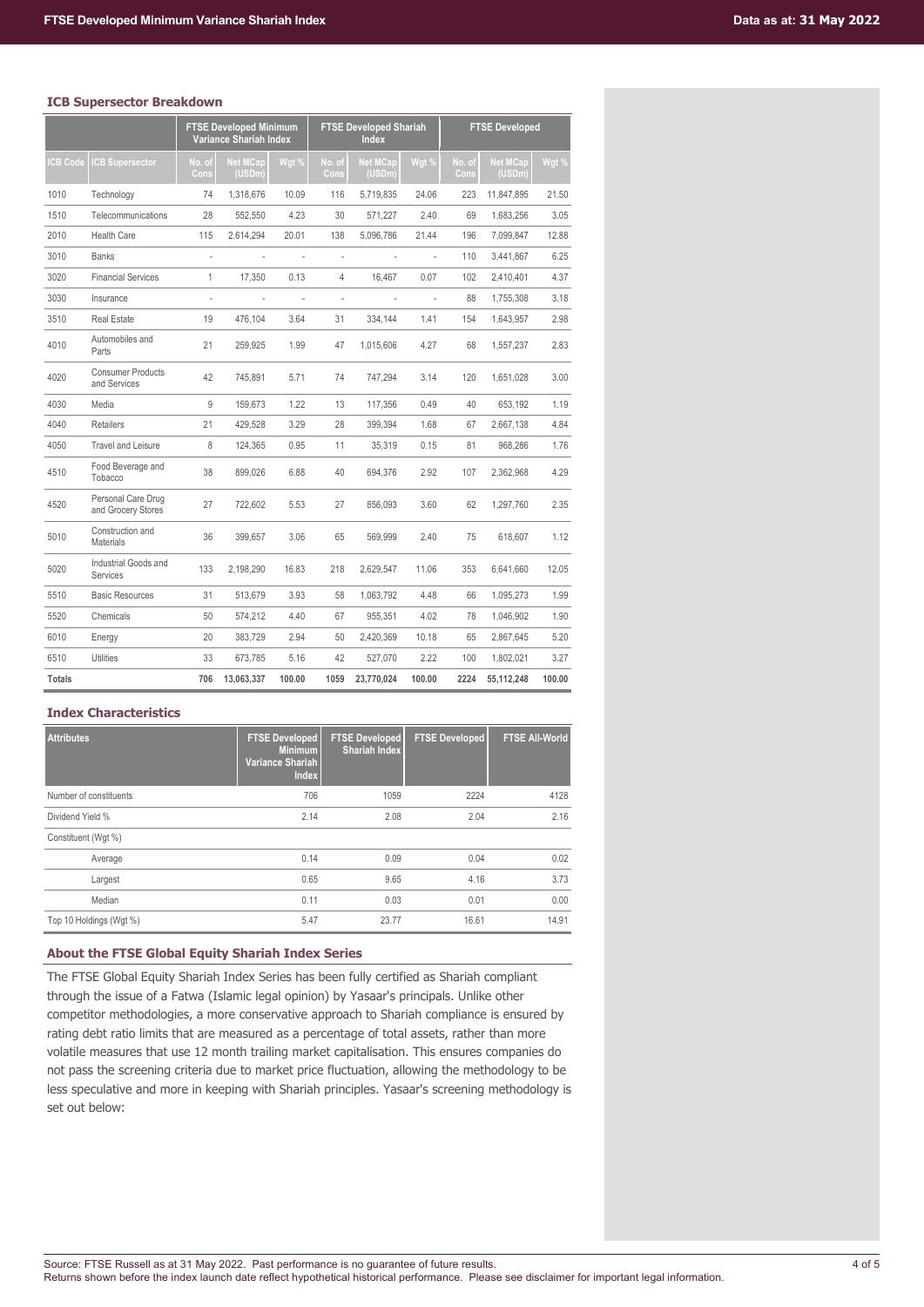### ICB Supersector Breakdown

| | | FTSE Developed Minimum Variance Shariah Index | | | FTSE Developed Shariah Index | | | FTSE Developed | | |
|---|---|---|---|---|---|---|---|---|---|---|
| ICB Code | ICB Supersector | No. of Cons | Net MCap (USDm) | Wgt % | No. of Cons | Net MCap (USDm) | Wgt % | No. of Cons | Net MCap (USDm) | Wgt % |
| 1010 | Technology | 74 | 1,318,676 | 10.09 | 116 | 5,719,835 | 24.06 | 223 | 11,847,895 | 21.50 |
| 1510 | Telecommunications | 28 | 552,550 | 4.23 | 30 | 571,227 | 2.40 | 69 | 1,683,256 | 3.05 |
| 2010 | Health Care | 115 | 2,614,294 | 20.01 | 138 | 5,096,786 | 21.44 | 196 | 7,099,847 | 12.88 |
| 3010 | Banks | - | - | - | - | - | - | 110 | 3,441,867 | 6.25 |
| 3020 | Financial Services | 1 | 17,350 | 0.13 | 4 | 16,467 | 0.07 | 102 | 2,410,401 | 4.37 |
| 3030 | Insurance | - | - | - | - | - | - | 88 | 1,755,308 | 3.18 |
| 3510 | Real Estate | 19 | 476,104 | 3.64 | 31 | 334,144 | 1.41 | 154 | 1,643,957 | 2.98 |
| 4010 | Automobiles and Parts | 21 | 259,925 | 1.99 | 47 | 1,015,606 | 4.27 | 68 | 1,557,237 | 2.83 |
| 4020 | Consumer Products and Services | 42 | 745,891 | 5.71 | 74 | 747,294 | 3.14 | 120 | 1,651,028 | 3.00 |
| 4030 | Media | 9 | 159,673 | 1.22 | 13 | 117,356 | 0.49 | 40 | 653,192 | 1.19 |
| 4040 | Retailers | 21 | 429,528 | 3.29 | 28 | 399,394 | 1.68 | 67 | 2,667,138 | 4.84 |
| 4050 | Travel and Leisure | 8 | 124,365 | 0.95 | 11 | 35,319 | 0.15 | 81 | 968,286 | 1.76 |
| 4510 | Food Beverage and Tobacco | 38 | 899,026 | 6.88 | 40 | 694,376 | 2.92 | 107 | 2,362,968 | 4.29 |
| 4520 | Personal Care Drug and Grocery Stores | 27 | 722,602 | 5.53 | 27 | 856,093 | 3.60 | 62 | 1,297,760 | 2.35 |
| 5010 | Construction and Materials | 36 | 399,657 | 3.06 | 65 | 569,999 | 2.40 | 75 | 618,607 | 1.12 |
| 5020 | Industrial Goods and Services | 133 | 2,198,290 | 16.83 | 218 | 2,629,547 | 11.06 | 353 | 6,641,660 | 12.05 |
| 5510 | Basic Resources | 31 | 513,679 | 3.93 | 58 | 1,063,792 | 4.48 | 66 | 1,095,273 | 1.99 |
| 5520 | Chemicals | 50 | 574,212 | 4.40 | 67 | 955,351 | 4.02 | 78 | 1,046,902 | 1.90 |
| 6010 | Energy | 20 | 383,729 | 2.94 | 50 | 2,420,369 | 10.18 | 65 | 2,867,645 | 5.20 |
| 6510 | Utilities | 33 | 673,785 | 5.16 | 42 | 527,070 | 2.22 | 100 | 1,802,021 | 3.27 |
| **Totals** | | **706** | **13,063,337** | **100.00** | **1059** | **23,770,024** | **100.00** | **2224** | **55,112,248** | **100.00** |

### Index Characteristics

| Attributes | FTSE Developed Minimum Variance Shariah Index | FTSE Developed Shariah Index | FTSE Developed | FTSE All-World |
|---|---|---|---|---|
| Number of constituents | 706 | 1059 | 2224 | 4128 |
| Dividend Yield % | 2.14 | 2.08 | 2.04 | 2.16 |
| Constituent (Wgt %) | | | | |
| Average | 0.14 | 0.09 | 0.04 | 0.02 |
| Largest | 0.65 | 9.65 | 4.16 | 3.73 |
| Median | 0.11 | 0.03 | 0.01 | 0.00 |
| Top 10 Holdings (Wgt %) | 5.47 | 23.77 | 16.61 | 14.91 |

### About the FTSE Global Equity Shariah Index Series

The FTSE Global Equity Shariah Index Series has been fully certified as Shariah compliant through the issue of a Fatwa (Islamic legal opinion) by Yasaar's principals. Unlike other competitor methodologies, a more conservative approach to Shariah compliance is ensured by rating debt ratio limits that are measured as a percentage of total assets, rather than more volatile measures that use 12 month trailing market capitalisation. This ensures companies do not pass the screening criteria due to market price fluctuation, allowing the methodology to be less speculative and more in keeping with Shariah principles. Yasaar's screening methodology is set out below:

Source: FTSE Russell as at 31 May 2022. Past performance is no guarantee of future results.
Returns shown before the index launch date reflect hypothetical historical performance. Please see disclaimer for important legal information.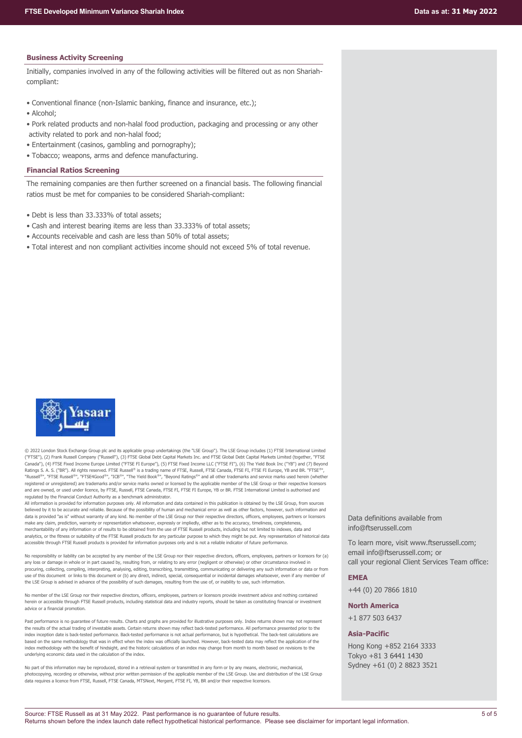### Business Activity Screening

Initially, companies involved in any of the following activities will be filtered out as non Shariah-compliant:

- Conventional finance (non-Islamic banking, finance and insurance, etc.);
- Alcohol;
- Pork related products and non-halal food production, packaging and processing or any other activity related to pork and non-halal food;
- Entertainment (casinos, gambling and pornography);
- Tobacco; weapons, arms and defence manufacturing.

### Financial Ratios Screening

The remaining companies are then further screened on a financial basis. The following financial ratios must be met for companies to be considered Shariah-compliant:

- Debt is less than 33.333% of total assets;
- Cash and interest bearing items are less than 33.333% of total assets;
- Accounts receivable and cash are less than 50% of total assets;
- Total interest and non compliant activities income should not exceed 5% of total revenue.

Yasaar
يسار

© 2022 London Stock Exchange Group plc and its applicable group undertakings (the "LSE Group"). The LSE Group includes (1) FTSE International Limited ("FTSE"), (2) Frank Russell Company ("Russell"), (3) FTSE Global Debt Capital Markets Inc. and FTSE Global Debt Capital Markets Limited (together, "FTSE Canada"), (4) FTSE Fixed Income Europe Limited ("FTSE FI Europe"), (5) FTSE Fixed Income LLC ("FTSE FI"), (6) The Yield Book Inc ("YB") and (7) Beyond Ratings S. A. S. ("BR"). All rights reserved. FTSE Russell® is a trading name of FTSE, Russell, FTSE Canada, FTSE FI, FTSE FI Europe, YB and BR. "FTSE®", "Russell®", "FTSE Russell®", "FTSE4Good®", "ICB®", "The Yield Book®", "Beyond Ratings®" and all other trademarks and service marks used herein (whether registered or unregistered) are trademarks and/or service marks owned or licensed by the applicable member of the LSE Group or their respective licensors and are owned, or used under licence, by FTSE, Russell, FTSE Canada, FTSE FI, FTSE FI Europe, YB or BR. FTSE International Limited is authorised and regulated by the Financial Conduct Authority as a benchmark administrator.

All information is provided for information purposes only. All information and data contained in this publication is obtained by the LSE Group, from sources believed by it to be accurate and reliable. Because of the possibility of human and mechanical error as well as other factors, however, such information and data is provided "as is" without warranty of any kind. No member of the LSE Group nor their respective directors, officers, employees, partners or licensors make any claim, prediction, warranty or representation whatsoever, expressly or impliedly, either as to the accuracy, timeliness, completeness, merchantability of any information or of results to be obtained from the use of FTSE Russell products, including but not limited to indexes, data and analytics, or the fitness or suitability of the FTSE Russell products for any particular purpose to which they might be put. Any representation of historical data accessible through FTSE Russell products is provided for information purposes only and is not a reliable indicator of future performance.

No responsibility or liability can be accepted by any member of the LSE Group nor their respective directors, officers, employees, partners or licensors for (a) any loss or damage in whole or in part caused by, resulting from, or relating to any error (negligent or otherwise) or other circumstance involved in procuring, collecting, compiling, interpreting, analysing, editing, transcribing, transmitting, communicating or delivering any such information or data or from use of this document or links to this document or (b) any direct, indirect, special, consequential or incidental damages whatsoever, even if any member of the LSE Group is advised in advance of the possibility of such damages, resulting from the use of, or inability to use, such information.

No member of the LSE Group nor their respective directors, officers, employees, partners or licensors provide investment advice and nothing contained herein or accessible through FTSE Russell products, including statistical data and industry reports, should be taken as constituting financial or investment advice or a financial promotion.

Past performance is no guarantee of future results. Charts and graphs are provided for illustrative purposes only. Index returns shown may not represent the results of the actual trading of investable assets. Certain returns shown may reflect back-tested performance. All performance presented prior to the index inception date is back-tested performance. Back-tested performance is not actual performance, but is hypothetical. The back-test calculations are based on the same methodology that was in effect when the index was officially launched. However, back-tested data may reflect the application of the index methodology with the benefit of hindsight, and the historic calculations of an index may change from month to month based on revisions to the underlying economic data used in the calculation of the index.

No part of this information may be reproduced, stored in a retrieval system or transmitted in any form or by any means, electronic, mechanical, photocopying, recording or otherwise, without prior written permission of the applicable member of the LSE Group. Use and distribution of the LSE Group data requires a licence from FTSE, Russell, FTSE Canada, MTSNext, Mergent, FTSE FI, YB, BR and/or their respective licensors.

Data definitions available from info@ftserussell.com

To learn more, visit www.ftserussell.com; email info@ftserussell.com; or call your regional Client Services Team office:

**EMEA**

+44 (0) 20 7866 1810

**North America**

+1 877 503 6437

**Asia-Pacific**

Hong Kong +852 2164 3333
Tokyo +81 3 6441 1430
Sydney +61 (0) 2 8823 3521

Source: FTSE Russell as at 31 May 2022. Past performance is no guarantee of future results.
Returns shown before the index launch date reflect hypothetical historical performance. Please see disclaimer for important legal information.